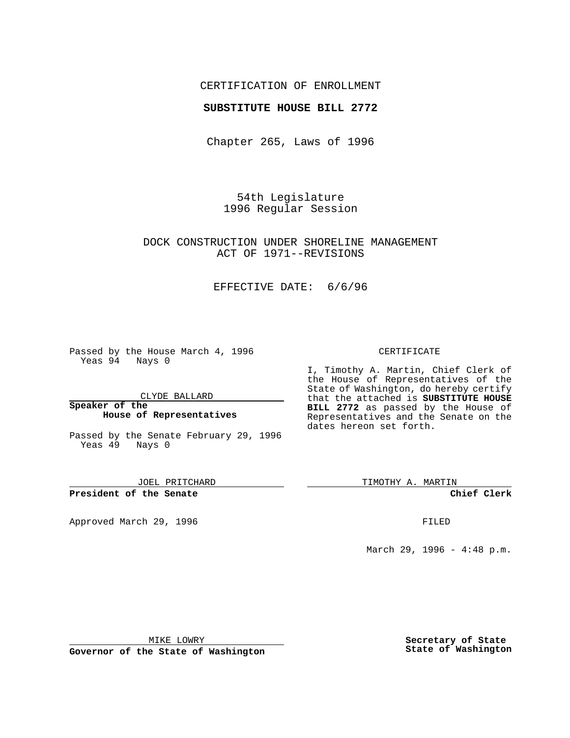CERTIFICATION OF ENROLLMENT

**SUBSTITUTE HOUSE BILL 2772**

Chapter 265, Laws of 1996

54th Legislature
1996 Regular Session

DOCK CONSTRUCTION UNDER SHORELINE MANAGEMENT ACT OF 1971--REVISIONS

EFFECTIVE DATE: 6/6/96

Passed by the House March 4, 1996
Yeas 94 Nays 0

CLYDE BALLARD

**Speaker of the House of Representatives**

Passed by the Senate February 29, 1996
Yeas 49 Nays 0

JOEL PRITCHARD

**President of the Senate**

Approved March 29, 1996

MIKE LOWRY

**Governor of the State of Washington**

CERTIFICATE

I, Timothy A. Martin, Chief Clerk of the House of Representatives of the State of Washington, do hereby certify that the attached is **SUBSTITUTE HOUSE BILL 2772** as passed by the House of Representatives and the Senate on the dates hereon set forth.

TIMOTHY A. MARTIN

**Chief Clerk**

FILED

March 29, 1996 - 4:48 p.m.

**Secretary of State**
**State of Washington**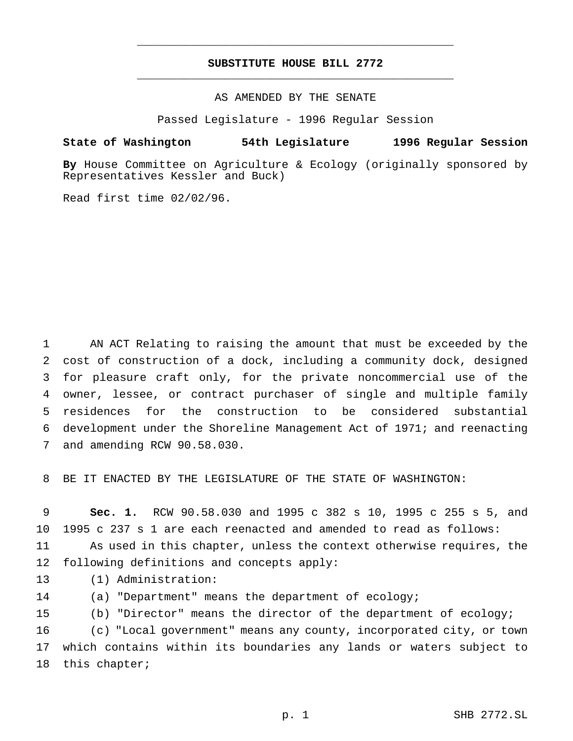# SUBSTITUTE HOUSE BILL 2772

AS AMENDED BY THE SENATE

Passed Legislature - 1996 Regular Session

**State of Washington 54th Legislature 1996 Regular Session**

**By** House Committee on Agriculture & Ecology (originally sponsored by Representatives Kessler and Buck)

Read first time 02/02/96.

AN ACT Relating to raising the amount that must be exceeded by the cost of construction of a dock, including a community dock, designed for pleasure craft only, for the private noncommercial use of the owner, lessee, or contract purchaser of single and multiple family residences for the construction to be considered substantial development under the Shoreline Management Act of 1971; and reenacting and amending RCW 90.58.030.

BE IT ENACTED BY THE LEGISLATURE OF THE STATE OF WASHINGTON:

**Sec. 1.** RCW 90.58.030 and 1995 c 382 s 10, 1995 c 255 s 5, and 1995 c 237 s 1 are each reenacted and amended to read as follows:

As used in this chapter, unless the context otherwise requires, the following definitions and concepts apply:

(1) Administration:

(a) "Department" means the department of ecology;

(b) "Director" means the director of the department of ecology;

(c) "Local government" means any county, incorporated city, or town which contains within its boundaries any lands or waters subject to this chapter;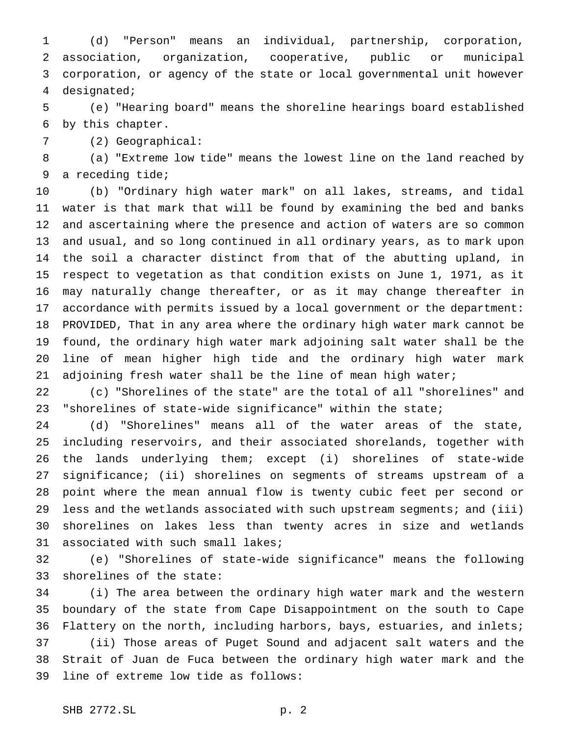(d) "Person" means an individual, partnership, corporation, association, organization, cooperative, public or municipal corporation, or agency of the state or local governmental unit however designated;

(e) "Hearing board" means the shoreline hearings board established by this chapter.

(2) Geographical:

(a) "Extreme low tide" means the lowest line on the land reached by a receding tide;

(b) "Ordinary high water mark" on all lakes, streams, and tidal water is that mark that will be found by examining the bed and banks and ascertaining where the presence and action of waters are so common and usual, and so long continued in all ordinary years, as to mark upon the soil a character distinct from that of the abutting upland, in respect to vegetation as that condition exists on June 1, 1971, as it may naturally change thereafter, or as it may change thereafter in accordance with permits issued by a local government or the department: PROVIDED, That in any area where the ordinary high water mark cannot be found, the ordinary high water mark adjoining salt water shall be the line of mean higher high tide and the ordinary high water mark adjoining fresh water shall be the line of mean high water;

(c) "Shorelines of the state" are the total of all "shorelines" and "shorelines of state-wide significance" within the state;

(d) "Shorelines" means all of the water areas of the state, including reservoirs, and their associated shorelands, together with the lands underlying them; except (i) shorelines of state-wide significance; (ii) shorelines on segments of streams upstream of a point where the mean annual flow is twenty cubic feet per second or less and the wetlands associated with such upstream segments; and (iii) shorelines on lakes less than twenty acres in size and wetlands associated with such small lakes;

(e) "Shorelines of state-wide significance" means the following shorelines of the state:

(i) The area between the ordinary high water mark and the western boundary of the state from Cape Disappointment on the south to Cape Flattery on the north, including harbors, bays, estuaries, and inlets;

(ii) Those areas of Puget Sound and adjacent salt waters and the Strait of Juan de Fuca between the ordinary high water mark and the line of extreme low tide as follows: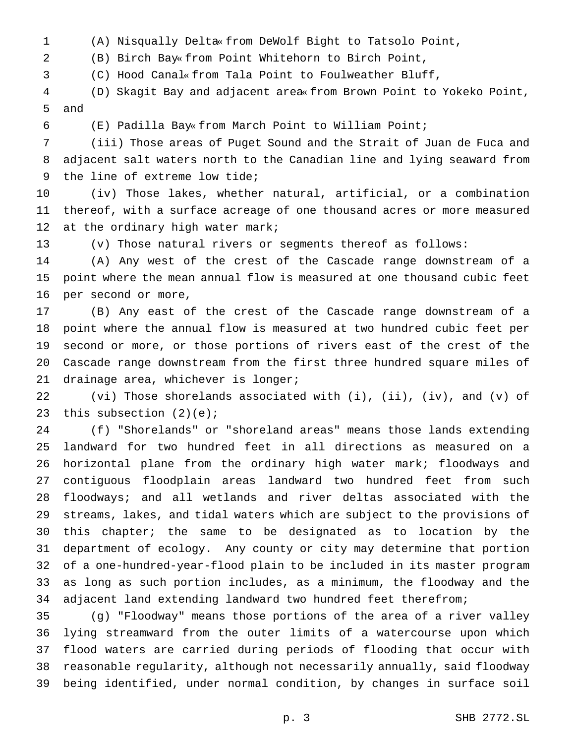(A) Nisqually Delta« from DeWolf Bight to Tatsolo Point,

(B) Birch Bay« from Point Whitehorn to Birch Point,

(C) Hood Canal« from Tala Point to Foulweather Bluff,

(D) Skagit Bay and adjacent area« from Brown Point to Yokeko Point, and

(E) Padilla Bay« from March Point to William Point;

(iii) Those areas of Puget Sound and the Strait of Juan de Fuca and adjacent salt waters north to the Canadian line and lying seaward from the line of extreme low tide;

(iv) Those lakes, whether natural, artificial, or a combination thereof, with a surface acreage of one thousand acres or more measured at the ordinary high water mark;

(v) Those natural rivers or segments thereof as follows:

(A) Any west of the crest of the Cascade range downstream of a point where the mean annual flow is measured at one thousand cubic feet per second or more,

(B) Any east of the crest of the Cascade range downstream of a point where the annual flow is measured at two hundred cubic feet per second or more, or those portions of rivers east of the crest of the Cascade range downstream from the first three hundred square miles of drainage area, whichever is longer;

(vi) Those shorelands associated with (i), (ii), (iv), and (v) of this subsection (2)(e);

(f) "Shorelands" or "shoreland areas" means those lands extending landward for two hundred feet in all directions as measured on a horizontal plane from the ordinary high water mark; floodways and contiguous floodplain areas landward two hundred feet from such floodways; and all wetlands and river deltas associated with the streams, lakes, and tidal waters which are subject to the provisions of this chapter; the same to be designated as to location by the department of ecology. Any county or city may determine that portion of a one-hundred-year-flood plain to be included in its master program as long as such portion includes, as a minimum, the floodway and the adjacent land extending landward two hundred feet therefrom;

(g) "Floodway" means those portions of the area of a river valley lying streamward from the outer limits of a watercourse upon which flood waters are carried during periods of flooding that occur with reasonable regularity, although not necessarily annually, said floodway being identified, under normal condition, by changes in surface soil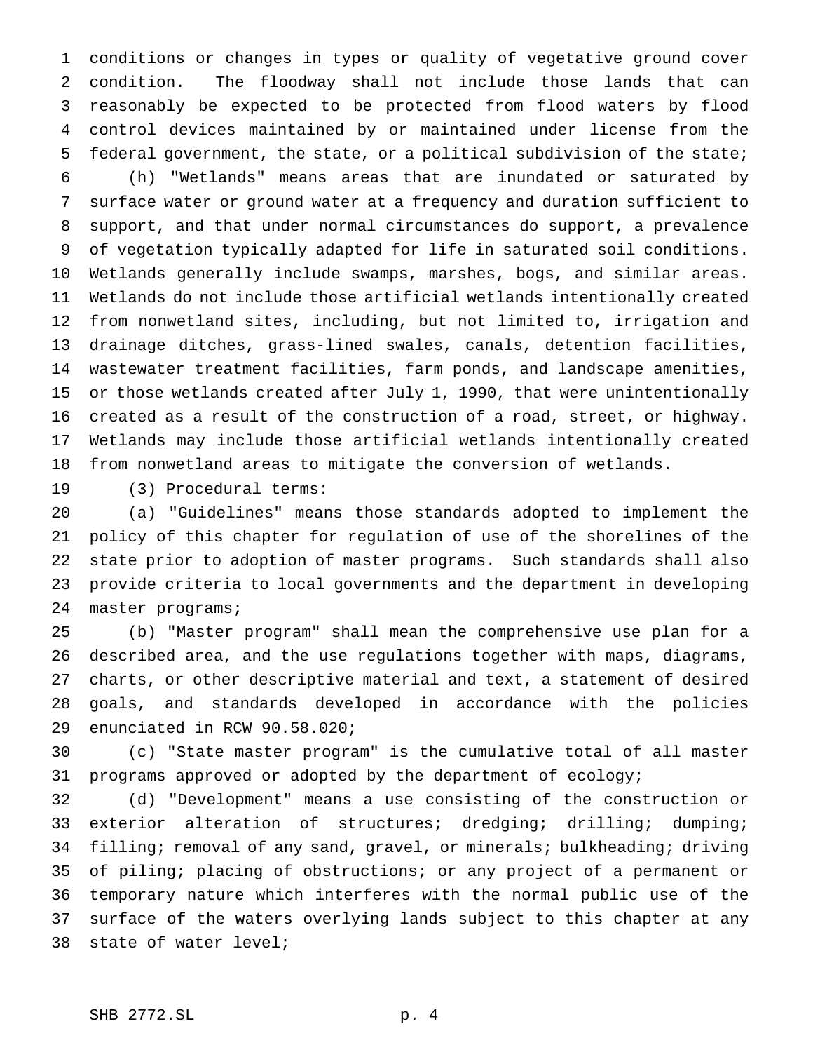conditions or changes in types or quality of vegetative ground cover condition. The floodway shall not include those lands that can reasonably be expected to be protected from flood waters by flood control devices maintained by or maintained under license from the federal government, the state, or a political subdivision of the state;

(h) "Wetlands" means areas that are inundated or saturated by surface water or ground water at a frequency and duration sufficient to support, and that under normal circumstances do support, a prevalence of vegetation typically adapted for life in saturated soil conditions. Wetlands generally include swamps, marshes, bogs, and similar areas. Wetlands do not include those artificial wetlands intentionally created from nonwetland sites, including, but not limited to, irrigation and drainage ditches, grass-lined swales, canals, detention facilities, wastewater treatment facilities, farm ponds, and landscape amenities, or those wetlands created after July 1, 1990, that were unintentionally created as a result of the construction of a road, street, or highway. Wetlands may include those artificial wetlands intentionally created from nonwetland areas to mitigate the conversion of wetlands.

(3) Procedural terms:

(a) "Guidelines" means those standards adopted to implement the policy of this chapter for regulation of use of the shorelines of the state prior to adoption of master programs. Such standards shall also provide criteria to local governments and the department in developing master programs;

(b) "Master program" shall mean the comprehensive use plan for a described area, and the use regulations together with maps, diagrams, charts, or other descriptive material and text, a statement of desired goals, and standards developed in accordance with the policies enunciated in RCW 90.58.020;

(c) "State master program" is the cumulative total of all master programs approved or adopted by the department of ecology;

(d) "Development" means a use consisting of the construction or exterior alteration of structures; dredging; drilling; dumping; filling; removal of any sand, gravel, or minerals; bulkheading; driving of piling; placing of obstructions; or any project of a permanent or temporary nature which interferes with the normal public use of the surface of the waters overlying lands subject to this chapter at any state of water level;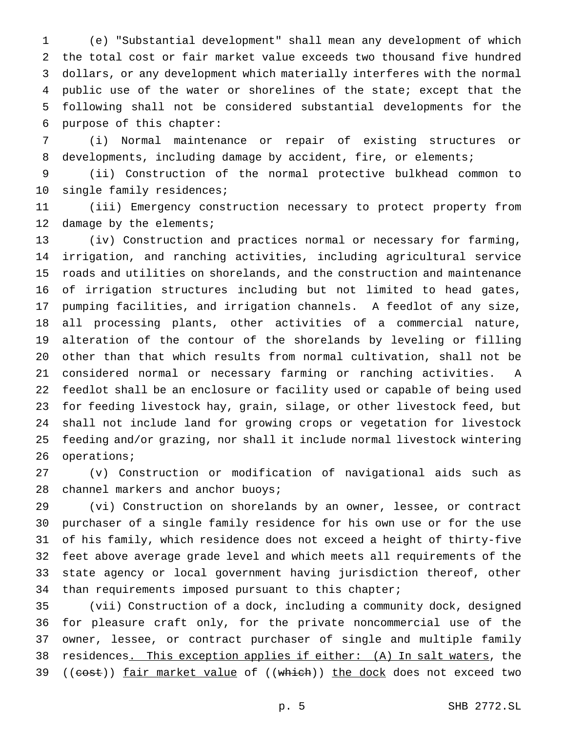(e) "Substantial development" shall mean any development of which the total cost or fair market value exceeds two thousand five hundred dollars, or any development which materially interferes with the normal public use of the water or shorelines of the state; except that the following shall not be considered substantial developments for the purpose of this chapter:

(i) Normal maintenance or repair of existing structures or developments, including damage by accident, fire, or elements;

(ii) Construction of the normal protective bulkhead common to single family residences;

(iii) Emergency construction necessary to protect property from damage by the elements;

(iv) Construction and practices normal or necessary for farming, irrigation, and ranching activities, including agricultural service roads and utilities on shorelands, and the construction and maintenance of irrigation structures including but not limited to head gates, pumping facilities, and irrigation channels. A feedlot of any size, all processing plants, other activities of a commercial nature, alteration of the contour of the shorelands by leveling or filling other than that which results from normal cultivation, shall not be considered normal or necessary farming or ranching activities. A feedlot shall be an enclosure or facility used or capable of being used for feeding livestock hay, grain, silage, or other livestock feed, but shall not include land for growing crops or vegetation for livestock feeding and/or grazing, nor shall it include normal livestock wintering operations;

(v) Construction or modification of navigational aids such as channel markers and anchor buoys;

(vi) Construction on shorelands by an owner, lessee, or contract purchaser of a single family residence for his own use or for the use of his family, which residence does not exceed a height of thirty-five feet above average grade level and which meets all requirements of the state agency or local government having jurisdiction thereof, other than requirements imposed pursuant to this chapter;

(vii) Construction of a dock, including a community dock, designed for pleasure craft only, for the private noncommercial use of the owner, lessee, or contract purchaser of single and multiple family residences. This exception applies if either: (A) In salt waters, the ((~~cost~~)) fair market value of ((~~which~~)) the dock does not exceed two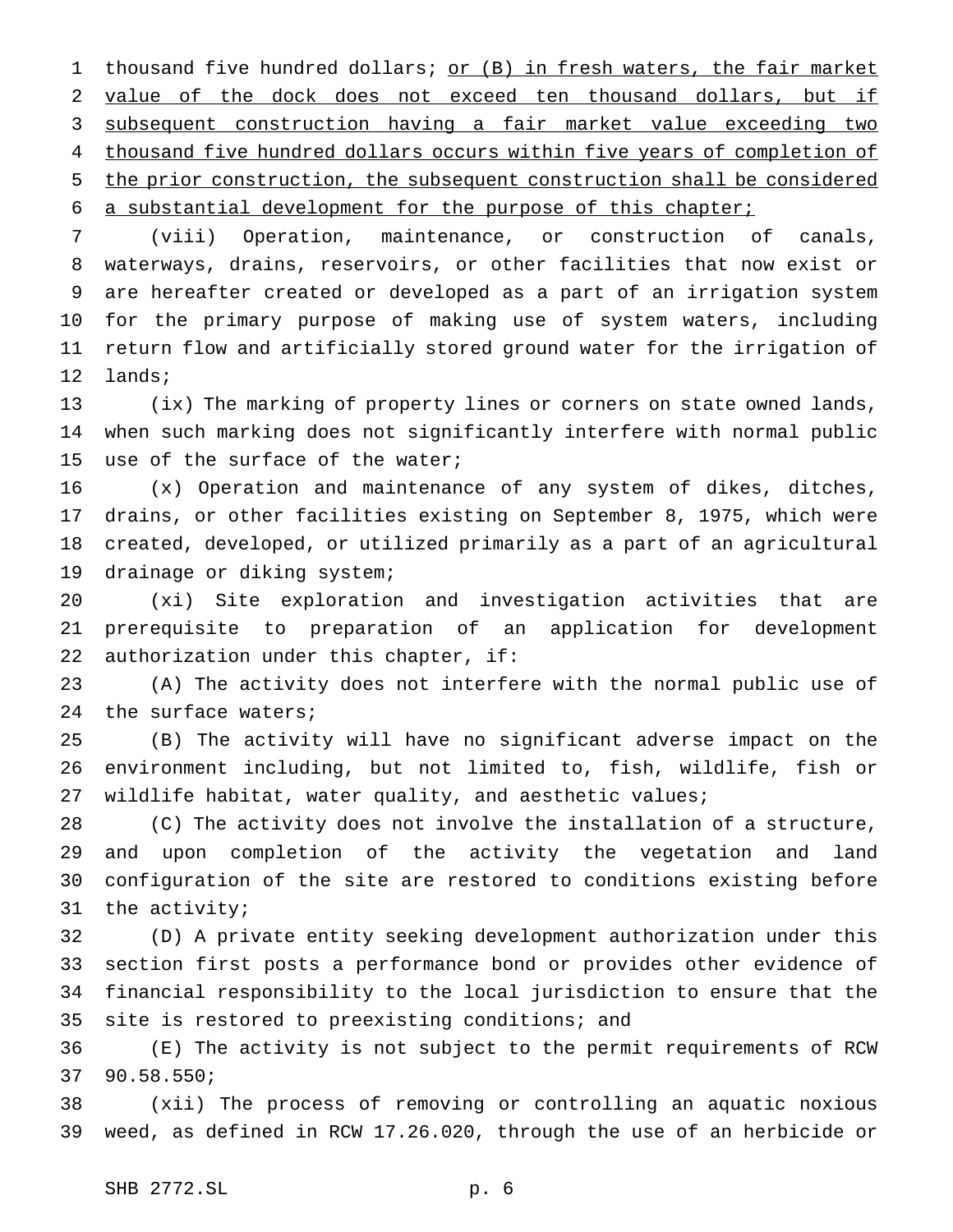thousand five hundred dollars; <u>or (B) in fresh waters, the fair market value of the dock does not exceed ten thousand dollars, but if subsequent construction having a fair market value exceeding two thousand five hundred dollars occurs within five years of completion of the prior construction, the subsequent construction shall be considered a substantial development for the purpose of this chapter;</u>

(viii) Operation, maintenance, or construction of canals, waterways, drains, reservoirs, or other facilities that now exist or are hereafter created or developed as a part of an irrigation system for the primary purpose of making use of system waters, including return flow and artificially stored ground water for the irrigation of lands;

(ix) The marking of property lines or corners on state owned lands, when such marking does not significantly interfere with normal public use of the surface of the water;

(x) Operation and maintenance of any system of dikes, ditches, drains, or other facilities existing on September 8, 1975, which were created, developed, or utilized primarily as a part of an agricultural drainage or diking system;

(xi) Site exploration and investigation activities that are prerequisite to preparation of an application for development authorization under this chapter, if:

(A) The activity does not interfere with the normal public use of the surface waters;

(B) The activity will have no significant adverse impact on the environment including, but not limited to, fish, wildlife, fish or wildlife habitat, water quality, and aesthetic values;

(C) The activity does not involve the installation of a structure, and upon completion of the activity the vegetation and land configuration of the site are restored to conditions existing before the activity;

(D) A private entity seeking development authorization under this section first posts a performance bond or provides other evidence of financial responsibility to the local jurisdiction to ensure that the site is restored to preexisting conditions; and

(E) The activity is not subject to the permit requirements of RCW 90.58.550;

(xii) The process of removing or controlling an aquatic noxious weed, as defined in RCW 17.26.020, through the use of an herbicide or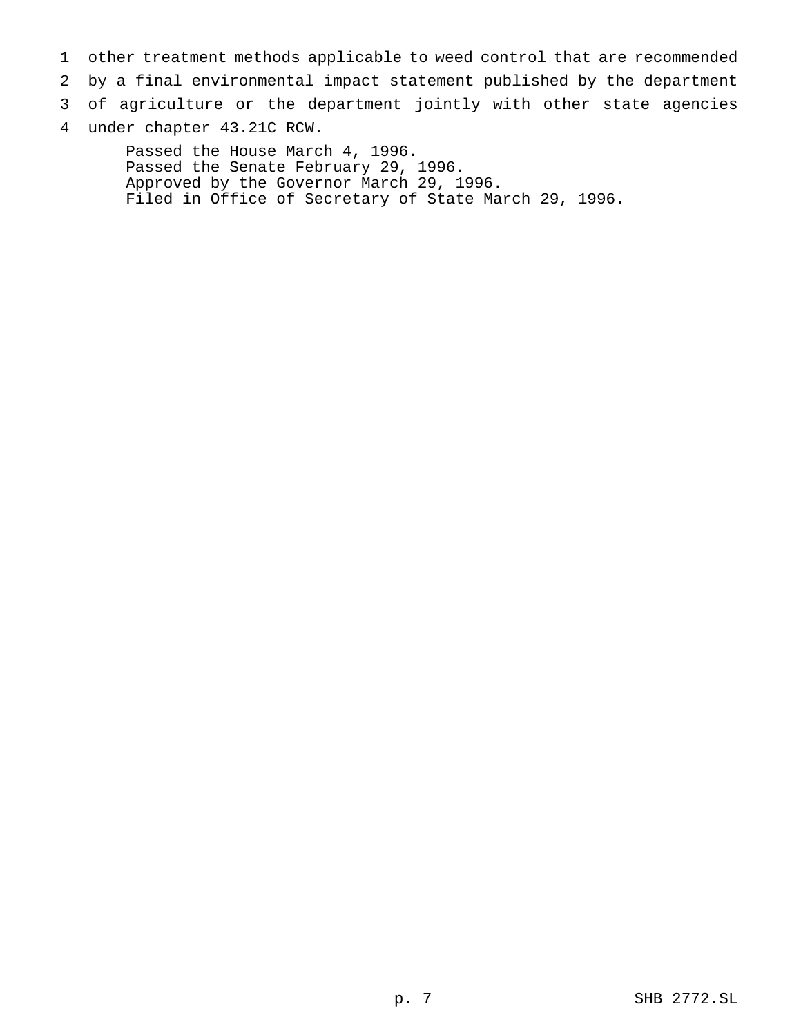other treatment methods applicable to weed control that are recommended by a final environmental impact statement published by the department of agriculture or the department jointly with other state agencies under chapter 43.21C RCW.

Passed the House March 4, 1996.
Passed the Senate February 29, 1996.
Approved by the Governor March 29, 1996.
Filed in Office of Secretary of State March 29, 1996.